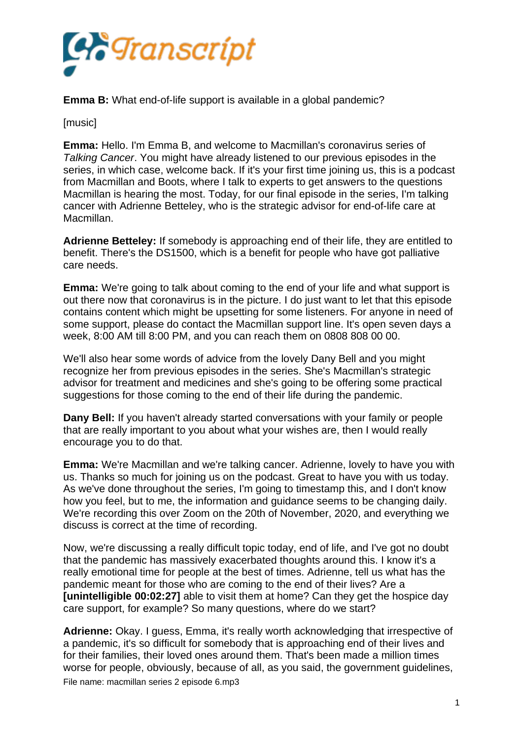**Emma B:** What end-of-life support is available in a global pandemic?

[music]

**Emma:** Hello. I'm Emma B, and welcome to Macmillan's coronavirus series of *Talking Cancer*. You might have already listened to our previous episodes in the series, in which case, welcome back. If it's your first time joining us, this is a podcast from Macmillan and Boots, where I talk to experts to get answers to the questions Macmillan is hearing the most. Today, for our final episode in the series, I'm talking cancer with Adrienne Betteley, who is the strategic advisor for end-of-life care at Macmillan.

**Adrienne Betteley:** If somebody is approaching end of their life, they are entitled to benefit. There's the DS1500, which is a benefit for people who have got palliative care needs.

**Emma:** We're going to talk about coming to the end of your life and what support is out there now that coronavirus is in the picture. I do just want to let that this episode contains content which might be upsetting for some listeners. For anyone in need of some support, please do contact the Macmillan support line. It's open seven days a week, 8:00 AM till 8:00 PM, and you can reach them on 0808 808 00 00.

We'll also hear some words of advice from the lovely Dany Bell and you might recognize her from previous episodes in the series. She's Macmillan's strategic advisor for treatment and medicines and she's going to be offering some practical suggestions for those coming to the end of their life during the pandemic.

**Dany Bell:** If you haven't already started conversations with your family or people that are really important to you about what your wishes are, then I would really encourage you to do that.

**Emma:** We're Macmillan and we're talking cancer. Adrienne, lovely to have you with us. Thanks so much for joining us on the podcast. Great to have you with us today. As we've done throughout the series, I'm going to timestamp this, and I don't know how you feel, but to me, the information and guidance seems to be changing daily. We're recording this over Zoom on the 20th of November, 2020, and everything we discuss is correct at the time of recording.

Now, we're discussing a really difficult topic today, end of life, and I've got no doubt that the pandemic has massively exacerbated thoughts around this. I know it's a really emotional time for people at the best of times. Adrienne, tell us what has the pandemic meant for those who are coming to the end of their lives? Are a **[unintelligible 00:02:27]** able to visit them at home? Can they get the hospice day care support, for example? So many questions, where do we start?

**Adrienne:** Okay. I guess, Emma, it's really worth acknowledging that irrespective of a pandemic, it's so difficult for somebody that is approaching end of their lives and for their families, their loved ones around them. That's been made a million times worse for people, obviously, because of all, as you said, the government guidelines,

File name: macmillan series 2 episode 6.mp3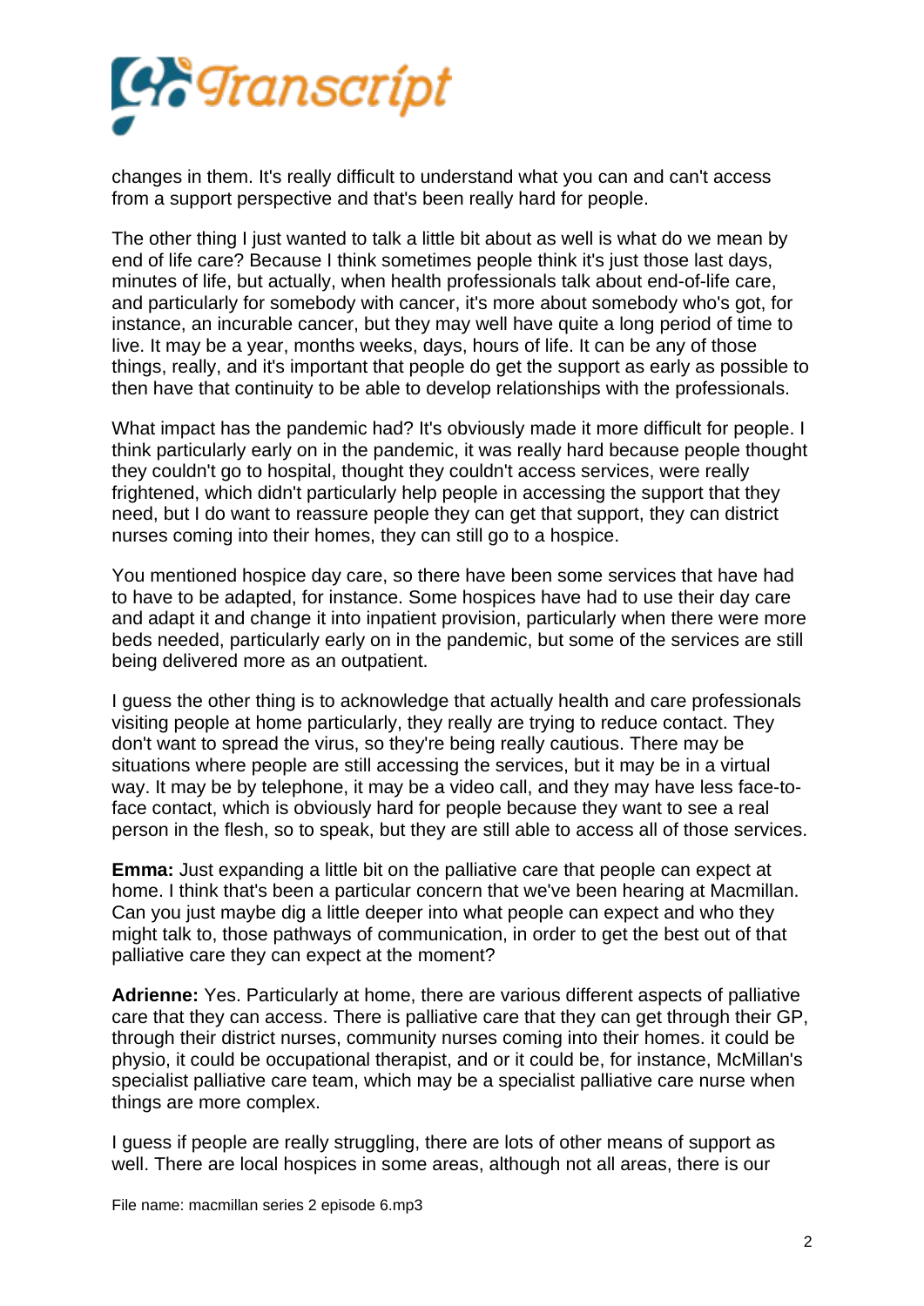changes in them. It's really difficult to understand what you can and can't access from a support perspective and that's been really hard for people.

The other thing I just wanted to talk a little bit about as well is what do we mean by end of life care? Because I think sometimes people think it's just those last days, minutes of life, but actually, when health professionals talk about end-of-life care, and particularly for somebody with cancer, it's more about somebody who's got, for instance, an incurable cancer, but they may well have quite a long period of time to live. It may be a year, months weeks, days, hours of life. It can be any of those things, really, and it's important that people do get the support as early as possible to then have that continuity to be able to develop relationships with the professionals.

What impact has the pandemic had? It's obviously made it more difficult for people. I think particularly early on in the pandemic, it was really hard because people thought they couldn't go to hospital, thought they couldn't access services, were really frightened, which didn't particularly help people in accessing the support that they need, but I do want to reassure people they can get that support, they can district nurses coming into their homes, they can still go to a hospice.

You mentioned hospice day care, so there have been some services that have had to have to be adapted, for instance. Some hospices have had to use their day care and adapt it and change it into inpatient provision, particularly when there were more beds needed, particularly early on in the pandemic, but some of the services are still being delivered more as an outpatient.

I guess the other thing is to acknowledge that actually health and care professionals visiting people at home particularly, they really are trying to reduce contact. They don't want to spread the virus, so they're being really cautious. There may be situations where people are still accessing the services, but it may be in a virtual way. It may be by telephone, it may be a video call, and they may have less face-to-face contact, which is obviously hard for people because they want to see a real person in the flesh, so to speak, but they are still able to access all of those services.

**Emma:** Just expanding a little bit on the palliative care that people can expect at home. I think that's been a particular concern that we've been hearing at Macmillan. Can you just maybe dig a little deeper into what people can expect and who they might talk to, those pathways of communication, in order to get the best out of that palliative care they can expect at the moment?

**Adrienne:** Yes. Particularly at home, there are various different aspects of palliative care that they can access. There is palliative care that they can get through their GP, through their district nurses, community nurses coming into their homes. it could be physio, it could be occupational therapist, and or it could be, for instance, McMillan's specialist palliative care team, which may be a specialist palliative care nurse when things are more complex.

I guess if people are really struggling, there are lots of other means of support as well. There are local hospices in some areas, although not all areas, there is our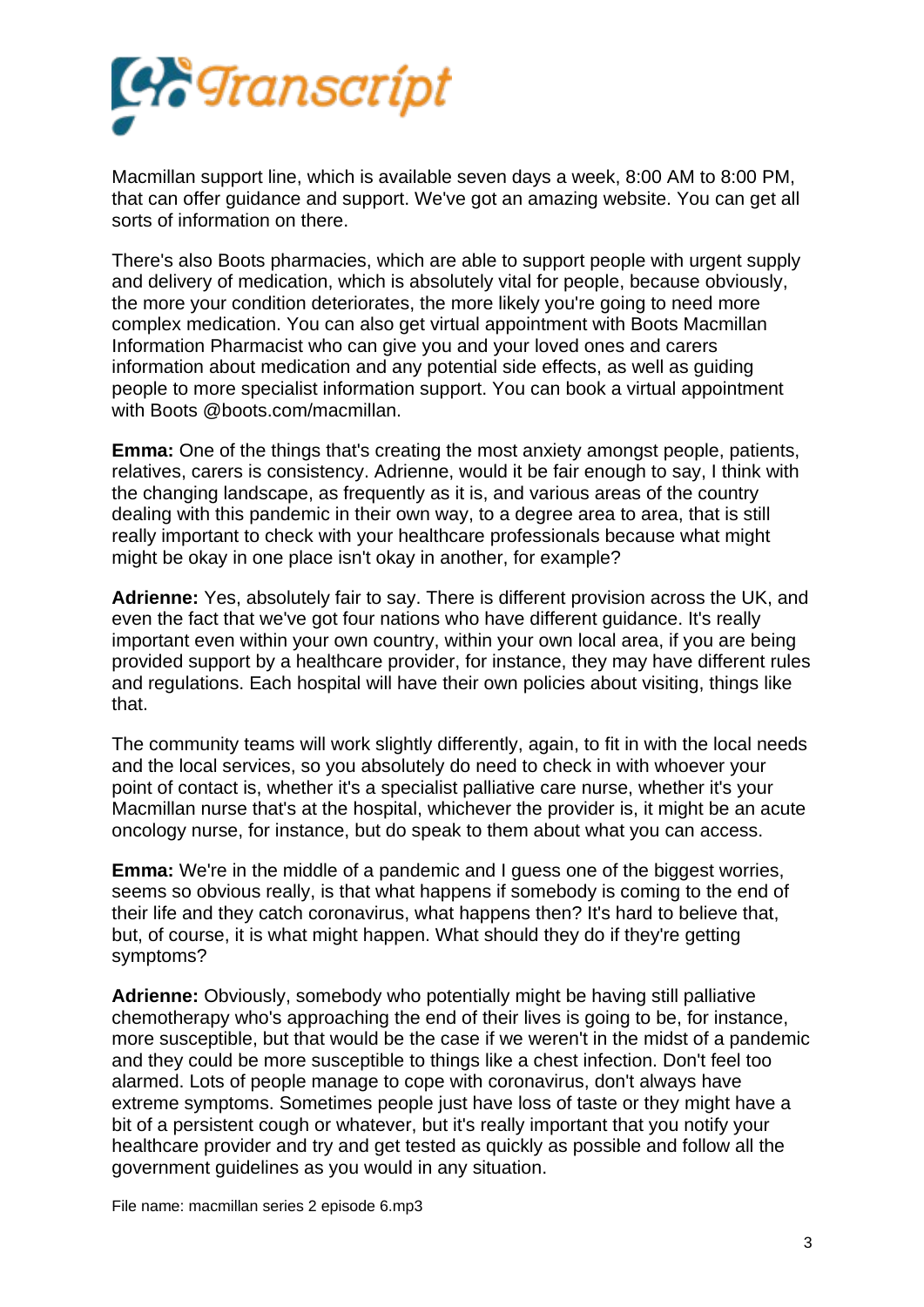Macmillan support line, which is available seven days a week, 8:00 AM to 8:00 PM, that can offer guidance and support. We've got an amazing website. You can get all sorts of information on there.

There's also Boots pharmacies, which are able to support people with urgent supply and delivery of medication, which is absolutely vital for people, because obviously, the more your condition deteriorates, the more likely you're going to need more complex medication. You can also get virtual appointment with Boots Macmillan Information Pharmacist who can give you and your loved ones and carers information about medication and any potential side effects, as well as guiding people to more specialist information support. You can book a virtual appointment with Boots @boots.com/macmillan.

**Emma:** One of the things that's creating the most anxiety amongst people, patients, relatives, carers is consistency. Adrienne, would it be fair enough to say, I think with the changing landscape, as frequently as it is, and various areas of the country dealing with this pandemic in their own way, to a degree area to area, that is still really important to check with your healthcare professionals because what might might be okay in one place isn't okay in another, for example?

**Adrienne:** Yes, absolutely fair to say. There is different provision across the UK, and even the fact that we've got four nations who have different guidance. It's really important even within your own country, within your own local area, if you are being provided support by a healthcare provider, for instance, they may have different rules and regulations. Each hospital will have their own policies about visiting, things like that.

The community teams will work slightly differently, again, to fit in with the local needs and the local services, so you absolutely do need to check in with whoever your point of contact is, whether it's a specialist palliative care nurse, whether it's your Macmillan nurse that's at the hospital, whichever the provider is, it might be an acute oncology nurse, for instance, but do speak to them about what you can access.

**Emma:** We're in the middle of a pandemic and I guess one of the biggest worries, seems so obvious really, is that what happens if somebody is coming to the end of their life and they catch coronavirus, what happens then? It's hard to believe that, but, of course, it is what might happen. What should they do if they're getting symptoms?

**Adrienne:** Obviously, somebody who potentially might be having still palliative chemotherapy who's approaching the end of their lives is going to be, for instance, more susceptible, but that would be the case if we weren't in the midst of a pandemic and they could be more susceptible to things like a chest infection. Don't feel too alarmed. Lots of people manage to cope with coronavirus, don't always have extreme symptoms. Sometimes people just have loss of taste or they might have a bit of a persistent cough or whatever, but it's really important that you notify your healthcare provider and try and get tested as quickly as possible and follow all the government guidelines as you would in any situation.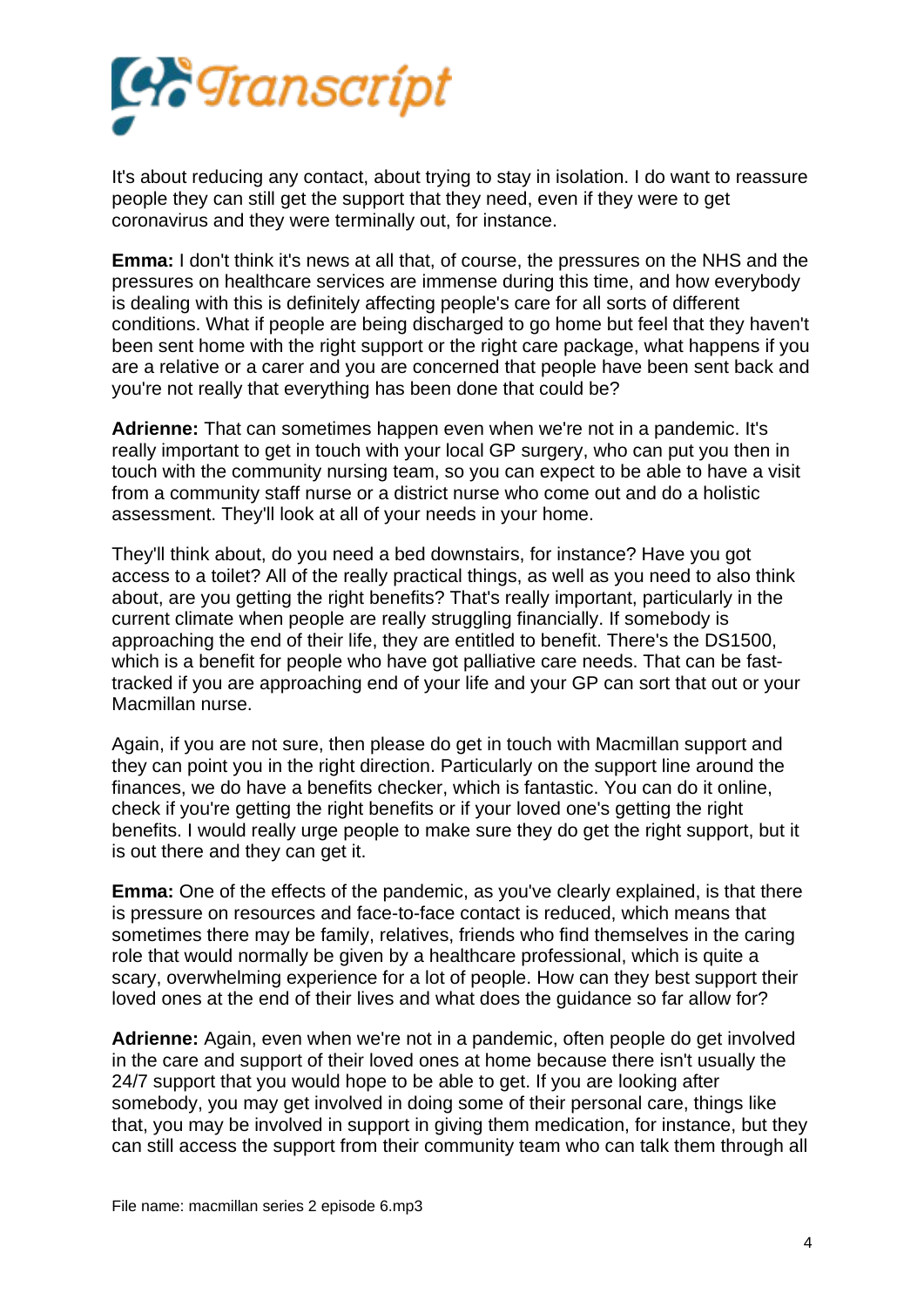It's about reducing any contact, about trying to stay in isolation. I do want to reassure people they can still get the support that they need, even if they were to get coronavirus and they were terminally out, for instance.

**Emma:** I don't think it's news at all that, of course, the pressures on the NHS and the pressures on healthcare services are immense during this time, and how everybody is dealing with this is definitely affecting people's care for all sorts of different conditions. What if people are being discharged to go home but feel that they haven't been sent home with the right support or the right care package, what happens if you are a relative or a carer and you are concerned that people have been sent back and you're not really that everything has been done that could be?

**Adrienne:** That can sometimes happen even when we're not in a pandemic. It's really important to get in touch with your local GP surgery, who can put you then in touch with the community nursing team, so you can expect to be able to have a visit from a community staff nurse or a district nurse who come out and do a holistic assessment. They'll look at all of your needs in your home.

They'll think about, do you need a bed downstairs, for instance? Have you got access to a toilet? All of the really practical things, as well as you need to also think about, are you getting the right benefits? That's really important, particularly in the current climate when people are really struggling financially. If somebody is approaching the end of their life, they are entitled to benefit. There's the DS1500, which is a benefit for people who have got palliative care needs. That can be fast-tracked if you are approaching end of your life and your GP can sort that out or your Macmillan nurse.

Again, if you are not sure, then please do get in touch with Macmillan support and they can point you in the right direction. Particularly on the support line around the finances, we do have a benefits checker, which is fantastic. You can do it online, check if you're getting the right benefits or if your loved one's getting the right benefits. I would really urge people to make sure they do get the right support, but it is out there and they can get it.

**Emma:** One of the effects of the pandemic, as you've clearly explained, is that there is pressure on resources and face-to-face contact is reduced, which means that sometimes there may be family, relatives, friends who find themselves in the caring role that would normally be given by a healthcare professional, which is quite a scary, overwhelming experience for a lot of people. How can they best support their loved ones at the end of their lives and what does the guidance so far allow for?

**Adrienne:** Again, even when we're not in a pandemic, often people do get involved in the care and support of their loved ones at home because there isn't usually the 24/7 support that you would hope to be able to get. If you are looking after somebody, you may get involved in doing some of their personal care, things like that, you may be involved in support in giving them medication, for instance, but they can still access the support from their community team who can talk them through all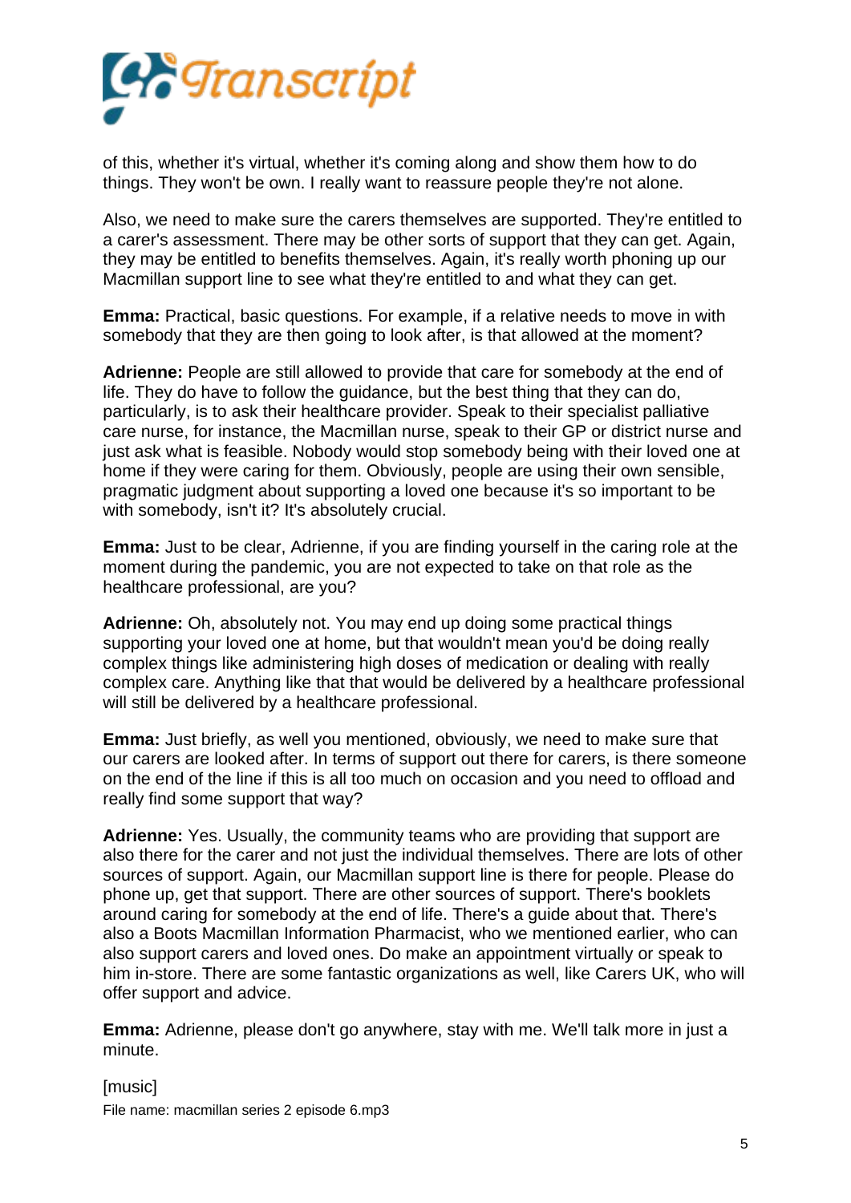of this, whether it's virtual, whether it's coming along and show them how to do things. They won't be own. I really want to reassure people they're not alone.

Also, we need to make sure the carers themselves are supported. They're entitled to a carer's assessment. There may be other sorts of support that they can get. Again, they may be entitled to benefits themselves. Again, it's really worth phoning up our Macmillan support line to see what they're entitled to and what they can get.

**Emma:** Practical, basic questions. For example, if a relative needs to move in with somebody that they are then going to look after, is that allowed at the moment?

**Adrienne:** People are still allowed to provide that care for somebody at the end of life. They do have to follow the guidance, but the best thing that they can do, particularly, is to ask their healthcare provider. Speak to their specialist palliative care nurse, for instance, the Macmillan nurse, speak to their GP or district nurse and just ask what is feasible. Nobody would stop somebody being with their loved one at home if they were caring for them. Obviously, people are using their own sensible, pragmatic judgment about supporting a loved one because it's so important to be with somebody, isn't it? It's absolutely crucial.

**Emma:** Just to be clear, Adrienne, if you are finding yourself in the caring role at the moment during the pandemic, you are not expected to take on that role as the healthcare professional, are you?

**Adrienne:** Oh, absolutely not. You may end up doing some practical things supporting your loved one at home, but that wouldn't mean you'd be doing really complex things like administering high doses of medication or dealing with really complex care. Anything like that that would be delivered by a healthcare professional will still be delivered by a healthcare professional.

**Emma:** Just briefly, as well you mentioned, obviously, we need to make sure that our carers are looked after. In terms of support out there for carers, is there someone on the end of the line if this is all too much on occasion and you need to offload and really find some support that way?

**Adrienne:** Yes. Usually, the community teams who are providing that support are also there for the carer and not just the individual themselves. There are lots of other sources of support. Again, our Macmillan support line is there for people. Please do phone up, get that support. There are other sources of support. There's booklets around caring for somebody at the end of life. There's a guide about that. There's also a Boots Macmillan Information Pharmacist, who we mentioned earlier, who can also support carers and loved ones. Do make an appointment virtually or speak to him in-store. There are some fantastic organizations as well, like Carers UK, who will offer support and advice.

**Emma:** Adrienne, please don't go anywhere, stay with me. We'll talk more in just a minute.

[music]

File name: macmillan series 2 episode 6.mp3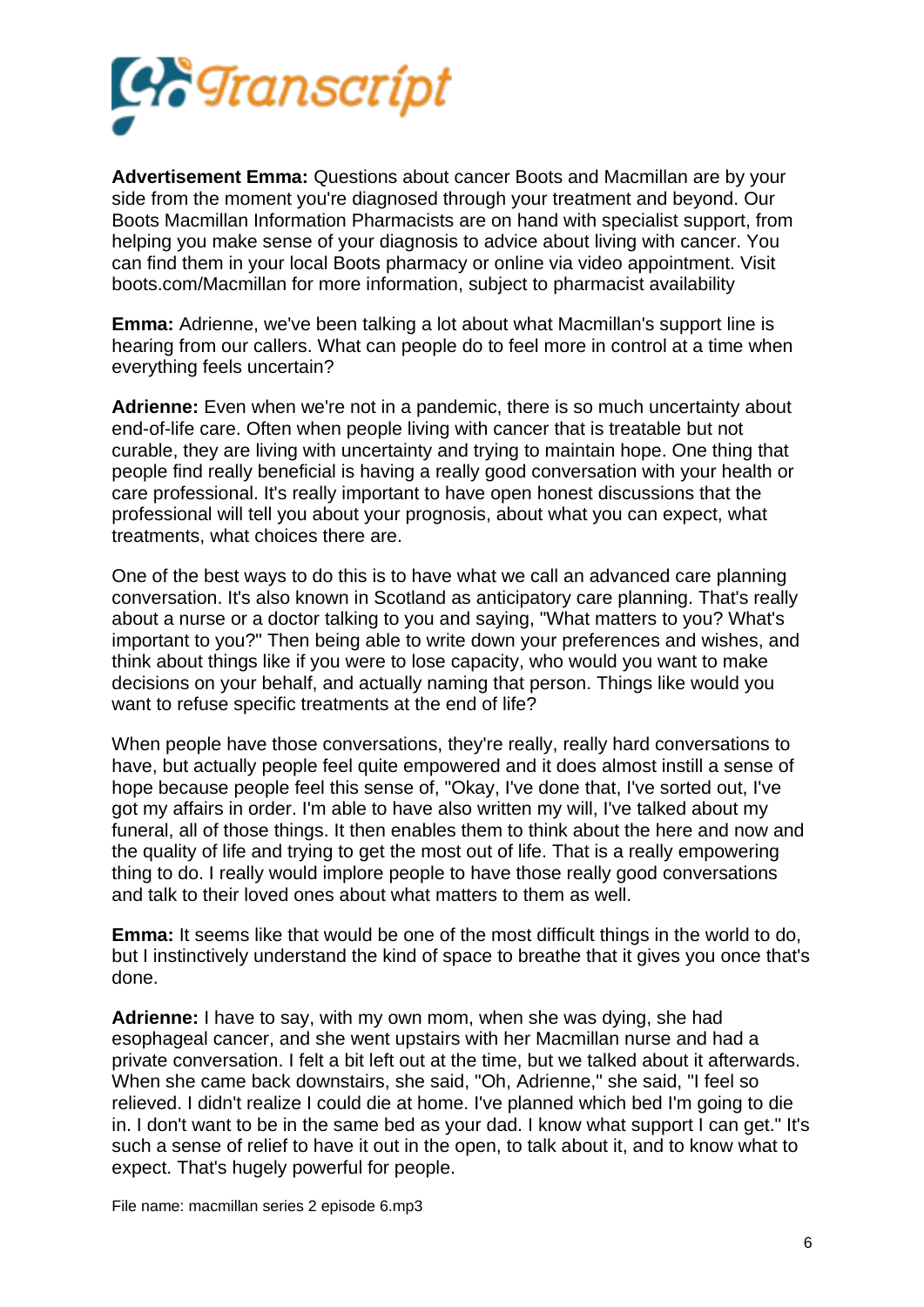**Advertisement Emma:** Questions about cancer Boots and Macmillan are by your side from the moment you're diagnosed through your treatment and beyond. Our Boots Macmillan Information Pharmacists are on hand with specialist support, from helping you make sense of your diagnosis to advice about living with cancer. You can find them in your local Boots pharmacy or online via video appointment. Visit boots.com/Macmillan for more information, subject to pharmacist availability

**Emma:** Adrienne, we've been talking a lot about what Macmillan's support line is hearing from our callers. What can people do to feel more in control at a time when everything feels uncertain?

**Adrienne:** Even when we're not in a pandemic, there is so much uncertainty about end-of-life care. Often when people living with cancer that is treatable but not curable, they are living with uncertainty and trying to maintain hope. One thing that people find really beneficial is having a really good conversation with your health or care professional. It's really important to have open honest discussions that the professional will tell you about your prognosis, about what you can expect, what treatments, what choices there are.

One of the best ways to do this is to have what we call an advanced care planning conversation. It's also known in Scotland as anticipatory care planning. That's really about a nurse or a doctor talking to you and saying, "What matters to you? What's important to you?" Then being able to write down your preferences and wishes, and think about things like if you were to lose capacity, who would you want to make decisions on your behalf, and actually naming that person. Things like would you want to refuse specific treatments at the end of life?

When people have those conversations, they're really, really hard conversations to have, but actually people feel quite empowered and it does almost instill a sense of hope because people feel this sense of, "Okay, I've done that, I've sorted out, I've got my affairs in order. I'm able to have also written my will, I've talked about my funeral, all of those things. It then enables them to think about the here and now and the quality of life and trying to get the most out of life. That is a really empowering thing to do. I really would implore people to have those really good conversations and talk to their loved ones about what matters to them as well.

**Emma:** It seems like that would be one of the most difficult things in the world to do, but I instinctively understand the kind of space to breathe that it gives you once that's done.

**Adrienne:** I have to say, with my own mom, when she was dying, she had esophageal cancer, and she went upstairs with her Macmillan nurse and had a private conversation. I felt a bit left out at the time, but we talked about it afterwards. When she came back downstairs, she said, "Oh, Adrienne," she said, "I feel so relieved. I didn't realize I could die at home. I've planned which bed I'm going to die in. I don't want to be in the same bed as your dad. I know what support I can get." It's such a sense of relief to have it out in the open, to talk about it, and to know what to expect. That's hugely powerful for people.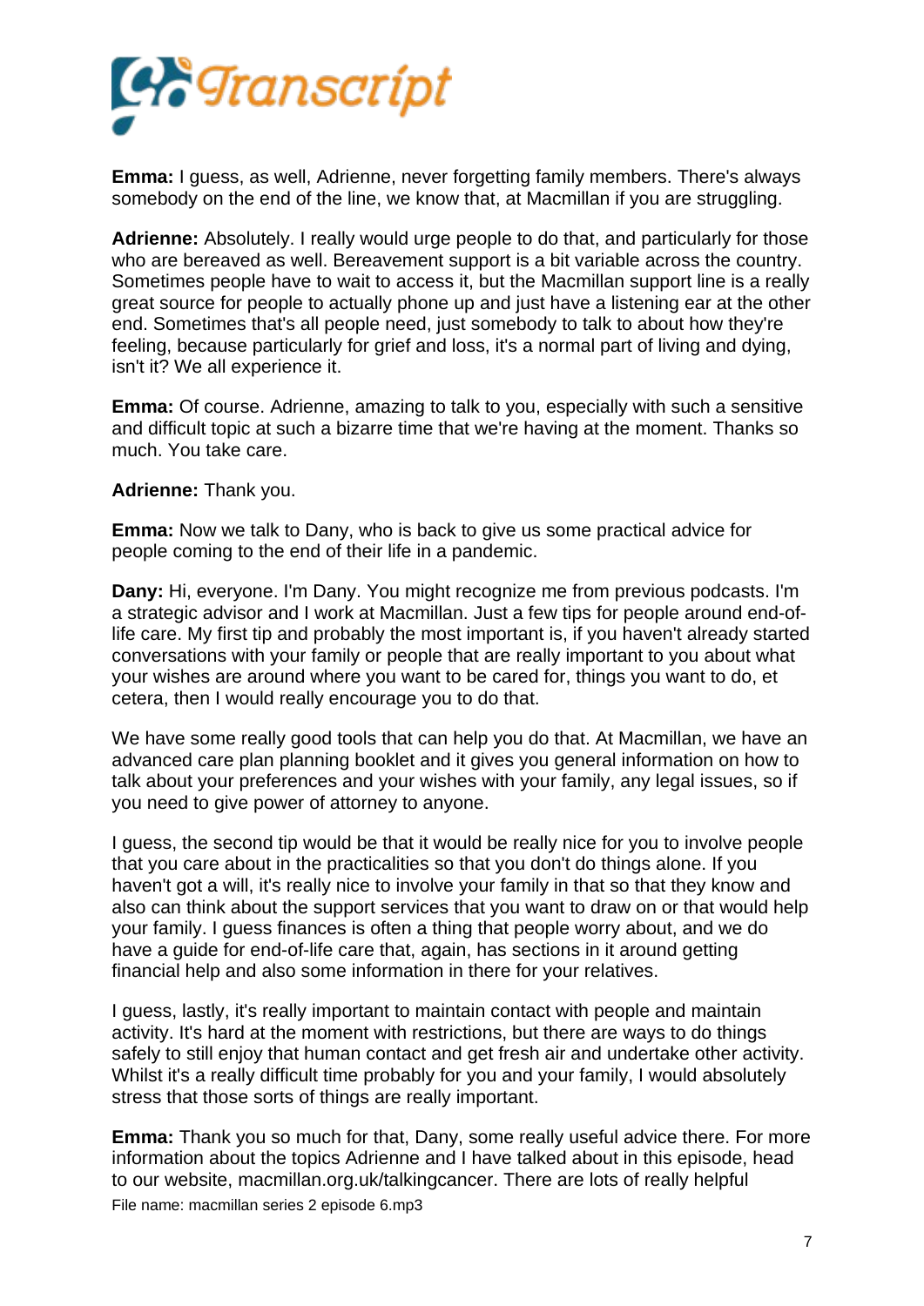**Emma:** I guess, as well, Adrienne, never forgetting family members. There's always somebody on the end of the line, we know that, at Macmillan if you are struggling.

**Adrienne:** Absolutely. I really would urge people to do that, and particularly for those who are bereaved as well. Bereavement support is a bit variable across the country. Sometimes people have to wait to access it, but the Macmillan support line is a really great source for people to actually phone up and just have a listening ear at the other end. Sometimes that's all people need, just somebody to talk to about how they're feeling, because particularly for grief and loss, it's a normal part of living and dying, isn't it? We all experience it.

**Emma:** Of course. Adrienne, amazing to talk to you, especially with such a sensitive and difficult topic at such a bizarre time that we're having at the moment. Thanks so much. You take care.

**Adrienne:** Thank you.

**Emma:** Now we talk to Dany, who is back to give us some practical advice for people coming to the end of their life in a pandemic.

**Dany:** Hi, everyone. I'm Dany. You might recognize me from previous podcasts. I'm a strategic advisor and I work at Macmillan. Just a few tips for people around end-of-life care. My first tip and probably the most important is, if you haven't already started conversations with your family or people that are really important to you about what your wishes are around where you want to be cared for, things you want to do, et cetera, then I would really encourage you to do that.

We have some really good tools that can help you do that. At Macmillan, we have an advanced care plan planning booklet and it gives you general information on how to talk about your preferences and your wishes with your family, any legal issues, so if you need to give power of attorney to anyone.

I guess, the second tip would be that it would be really nice for you to involve people that you care about in the practicalities so that you don't do things alone. If you haven't got a will, it's really nice to involve your family in that so that they know and also can think about the support services that you want to draw on or that would help your family. I guess finances is often a thing that people worry about, and we do have a guide for end-of-life care that, again, has sections in it around getting financial help and also some information in there for your relatives.

I guess, lastly, it's really important to maintain contact with people and maintain activity. It's hard at the moment with restrictions, but there are ways to do things safely to still enjoy that human contact and get fresh air and undertake other activity. Whilst it's a really difficult time probably for you and your family, I would absolutely stress that those sorts of things are really important.

**Emma:** Thank you so much for that, Dany, some really useful advice there. For more information about the topics Adrienne and I have talked about in this episode, head to our website, macmillan.org.uk/talkingcancer. There are lots of really helpful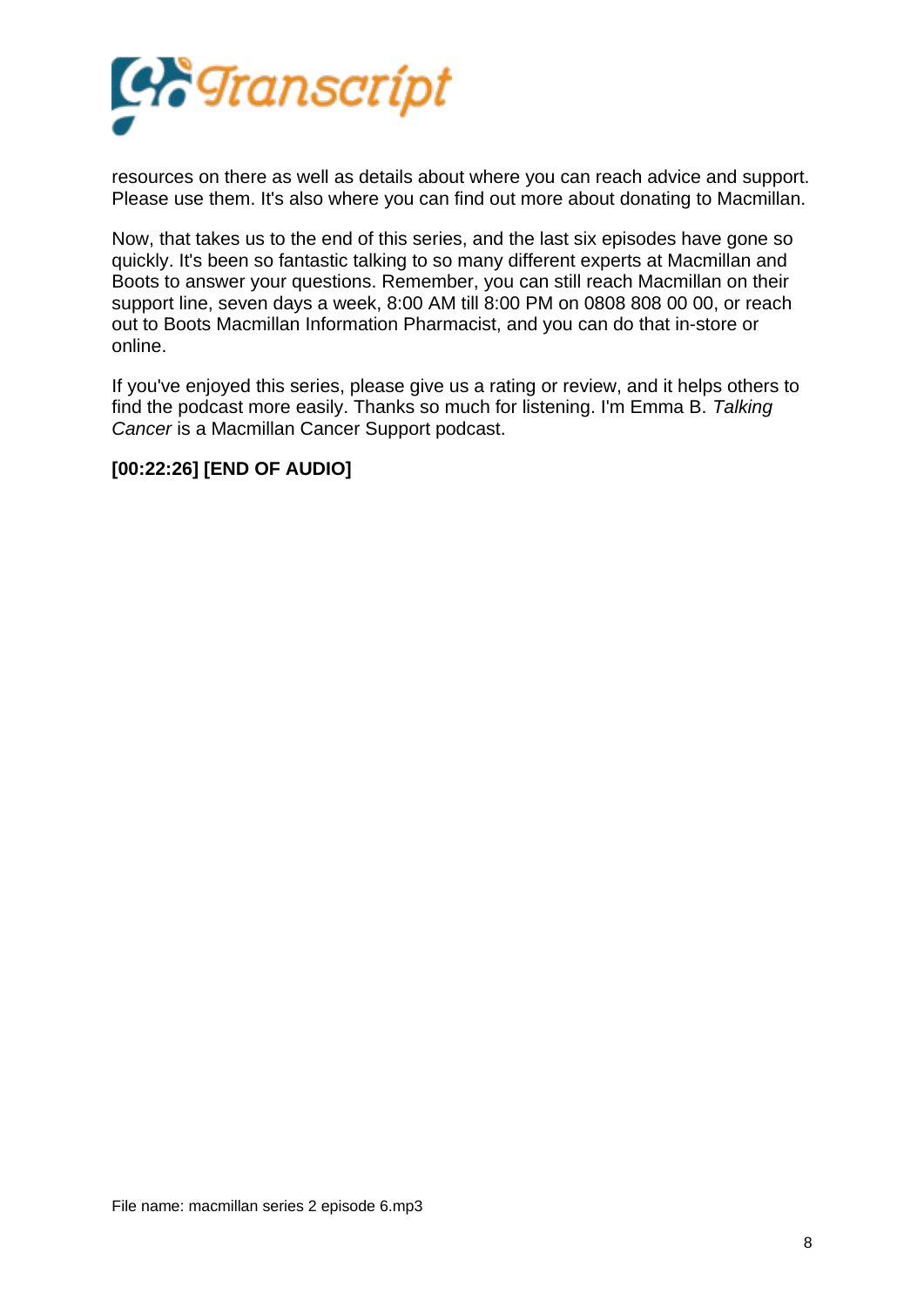resources on there as well as details about where you can reach advice and support. Please use them. It's also where you can find out more about donating to Macmillan.

Now, that takes us to the end of this series, and the last six episodes have gone so quickly. It's been so fantastic talking to so many different experts at Macmillan and Boots to answer your questions. Remember, you can still reach Macmillan on their support line, seven days a week, 8:00 AM till 8:00 PM on 0808 808 00 00, or reach out to Boots Macmillan Information Pharmacist, and you can do that in-store or online.

If you've enjoyed this series, please give us a rating or review, and it helps others to find the podcast more easily. Thanks so much for listening. I'm Emma B. *Talking Cancer* is a Macmillan Cancer Support podcast.

**[00:22:26] [END OF AUDIO]**

File name: macmillan series 2 episode 6.mp3